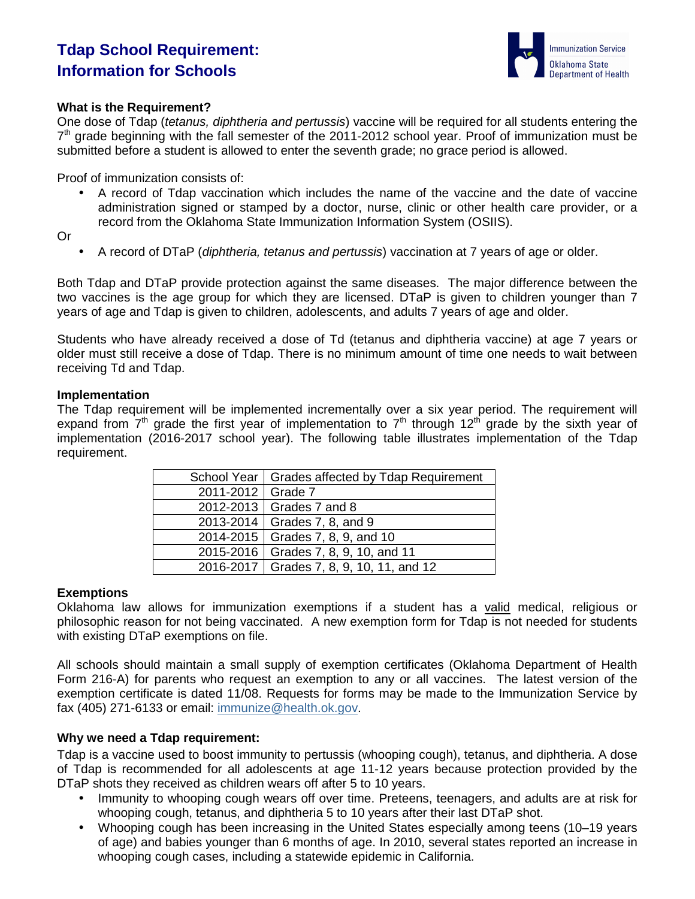# Tdap School Requirement: Information for Schools

Immunization Service
Oklahoma State Department of Health

**What is the Requirement?**

One dose of Tdap (*tetanus, diphtheria and pertussis*) vaccine will be required for all students entering the 7th grade beginning with the fall semester of the 2011-2012 school year. Proof of immunization must be submitted before a student is allowed to enter the seventh grade; no grace period is allowed.

Proof of immunization consists of:

- A record of Tdap vaccination which includes the name of the vaccine and the date of vaccine administration signed or stamped by a doctor, nurse, clinic or other health care provider, or a record from the Oklahoma State Immunization Information System (OSIIS).

Or

- A record of DTaP (*diphtheria, tetanus and pertussis*) vaccination at 7 years of age or older.

Both Tdap and DTaP provide protection against the same diseases. The major difference between the two vaccines is the age group for which they are licensed. DTaP is given to children younger than 7 years of age and Tdap is given to children, adolescents, and adults 7 years of age and older.

Students who have already received a dose of Td (tetanus and diphtheria vaccine) at age 7 years or older must still receive a dose of Tdap. There is no minimum amount of time one needs to wait between receiving Td and Tdap.

**Implementation**

The Tdap requirement will be implemented incrementally over a six year period. The requirement will expand from 7th grade the first year of implementation to 7th through 12th grade by the sixth year of implementation (2016-2017 school year). The following table illustrates implementation of the Tdap requirement.

| School Year | Grades affected by Tdap Requirement |
|---|---|
| 2011-2012 | Grade 7 |
| 2012-2013 | Grades 7 and 8 |
| 2013-2014 | Grades 7, 8, and 9 |
| 2014-2015 | Grades 7, 8, 9, and 10 |
| 2015-2016 | Grades 7, 8, 9, 10, and 11 |
| 2016-2017 | Grades 7, 8, 9, 10, 11, and 12 |

**Exemptions**

Oklahoma law allows for immunization exemptions if a student has a valid medical, religious or philosophic reason for not being vaccinated. A new exemption form for Tdap is not needed for students with existing DTaP exemptions on file.

All schools should maintain a small supply of exemption certificates (Oklahoma Department of Health Form 216-A) for parents who request an exemption to any or all vaccines. The latest version of the exemption certificate is dated 11/08. Requests for forms may be made to the Immunization Service by fax (405) 271-6133 or email: immunize@health.ok.gov.

**Why we need a Tdap requirement:**

Tdap is a vaccine used to boost immunity to pertussis (whooping cough), tetanus, and diphtheria. A dose of Tdap is recommended for all adolescents at age 11-12 years because protection provided by the DTaP shots they received as children wears off after 5 to 10 years.

- Immunity to whooping cough wears off over time. Preteens, teenagers, and adults are at risk for whooping cough, tetanus, and diphtheria 5 to 10 years after their last DTaP shot.
- Whooping cough has been increasing in the United States especially among teens (10–19 years of age) and babies younger than 6 months of age. In 2010, several states reported an increase in whooping cough cases, including a statewide epidemic in California.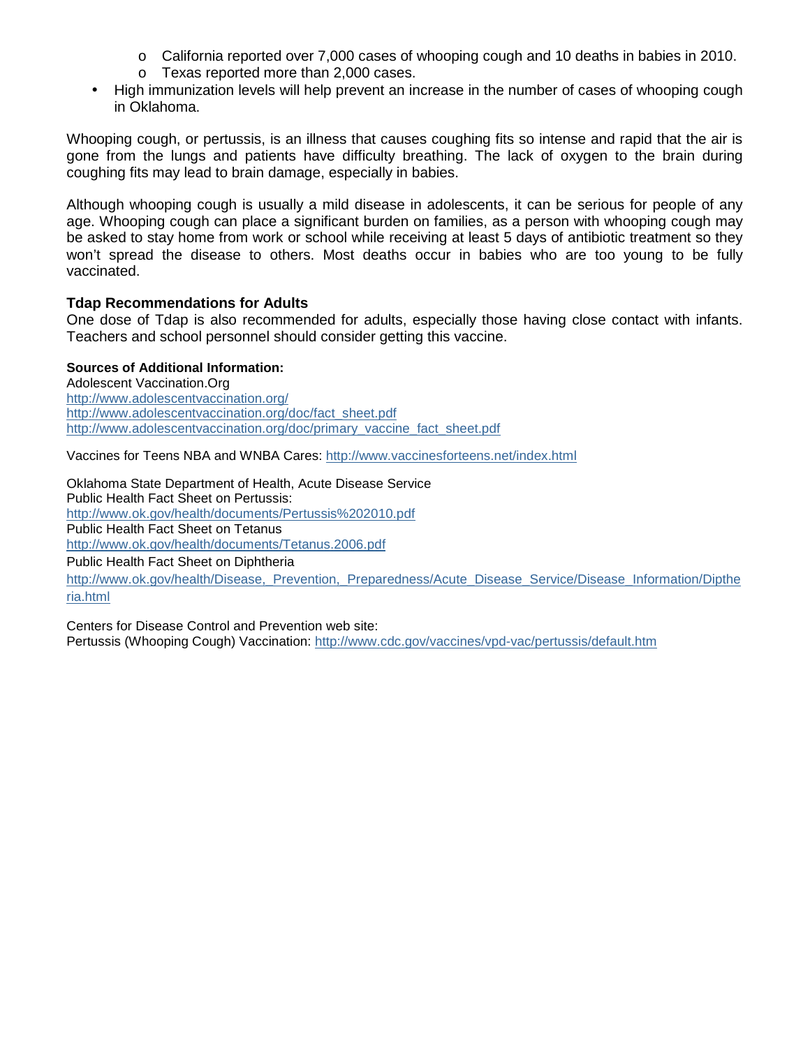- California reported over 7,000 cases of whooping cough and 10 deaths in babies in 2010.
  - Texas reported more than 2,000 cases.
- High immunization levels will help prevent an increase in the number of cases of whooping cough in Oklahoma.

Whooping cough, or pertussis, is an illness that causes coughing fits so intense and rapid that the air is gone from the lungs and patients have difficulty breathing. The lack of oxygen to the brain during coughing fits may lead to brain damage, especially in babies.

Although whooping cough is usually a mild disease in adolescents, it can be serious for people of any age. Whooping cough can place a significant burden on families, as a person with whooping cough may be asked to stay home from work or school while receiving at least 5 days of antibiotic treatment so they won't spread the disease to others. Most deaths occur in babies who are too young to be fully vaccinated.

### Tdap Recommendations for Adults

One dose of Tdap is also recommended for adults, especially those having close contact with infants. Teachers and school personnel should consider getting this vaccine.

**Sources of Additional Information:**

Adolescent Vaccination.Org
http://www.adolescentvaccination.org/
http://www.adolescentvaccination.org/doc/fact_sheet.pdf
http://www.adolescentvaccination.org/doc/primary_vaccine_fact_sheet.pdf

Vaccines for Teens NBA and WNBA Cares: http://www.vaccinesforteens.net/index.html

Oklahoma State Department of Health, Acute Disease Service
Public Health Fact Sheet on Pertussis:
http://www.ok.gov/health/documents/Pertussis%202010.pdf
Public Health Fact Sheet on Tetanus
http://www.ok.gov/health/documents/Tetanus.2006.pdf
Public Health Fact Sheet on Diphtheria
http://www.ok.gov/health/Disease,_Prevention,_Preparedness/Acute_Disease_Service/Disease_Information/Diptheria.html

Centers for Disease Control and Prevention web site:
Pertussis (Whooping Cough) Vaccination: http://www.cdc.gov/vaccines/vpd-vac/pertussis/default.htm